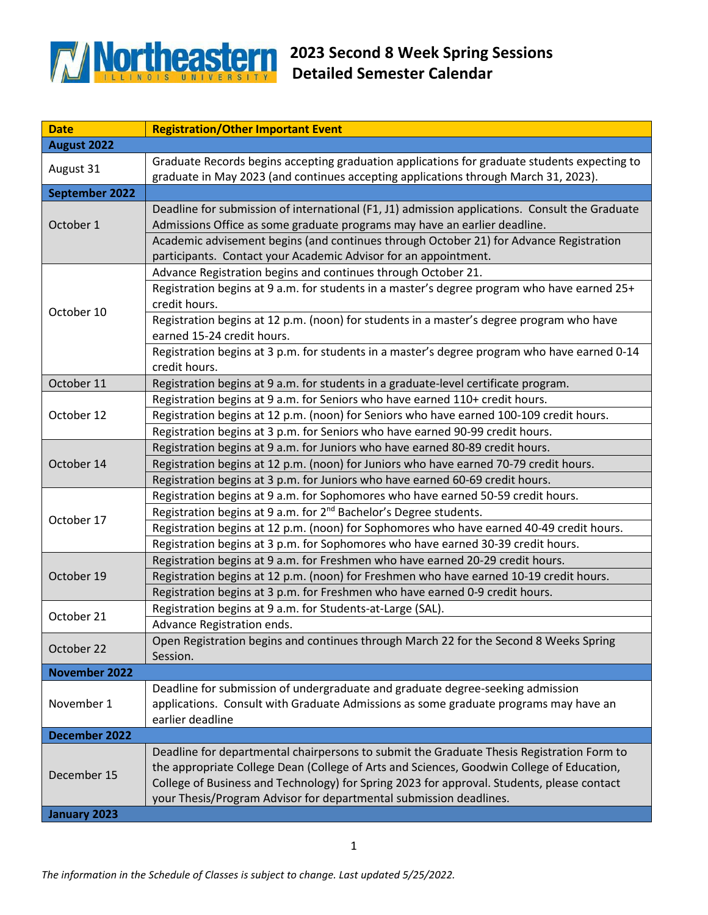# 2023 Second 8 Week Spring Sessions Detailed Semester Calendar

| Date | Registration/Other Important Event |
|---|---|
| **August 2022** | |
| August 31 | Graduate Records begins accepting graduation applications for graduate students expecting to graduate in May 2023 (and continues accepting applications through March 31, 2023). |
| **September 2022** | |
| October 1 | Deadline for submission of international (F1, J1) admission applications. Consult the Graduate Admissions Office as some graduate programs may have an earlier deadline. |
| | Academic advisement begins (and continues through October 21) for Advance Registration participants. Contact your Academic Advisor for an appointment. |
| October 10 | Advance Registration begins and continues through October 21. |
| | Registration begins at 9 a.m. for students in a master's degree program who have earned 25+ credit hours. |
| | Registration begins at 12 p.m. (noon) for students in a master's degree program who have earned 15-24 credit hours. |
| | Registration begins at 3 p.m. for students in a master's degree program who have earned 0-14 credit hours. |
| October 11 | Registration begins at 9 a.m. for students in a graduate-level certificate program. |
| October 12 | Registration begins at 9 a.m. for Seniors who have earned 110+ credit hours. |
| | Registration begins at 12 p.m. (noon) for Seniors who have earned 100-109 credit hours. |
| | Registration begins at 3 p.m. for Seniors who have earned 90-99 credit hours. |
| October 14 | Registration begins at 9 a.m. for Juniors who have earned 80-89 credit hours. |
| | Registration begins at 12 p.m. (noon) for Juniors who have earned 70-79 credit hours. |
| | Registration begins at 3 p.m. for Juniors who have earned 60-69 credit hours. |
| October 17 | Registration begins at 9 a.m. for Sophomores who have earned 50-59 credit hours. |
| | Registration begins at 9 a.m. for 2nd Bachelor's Degree students. |
| | Registration begins at 12 p.m. (noon) for Sophomores who have earned 40-49 credit hours. |
| | Registration begins at 3 p.m. for Sophomores who have earned 30-39 credit hours. |
| October 19 | Registration begins at 9 a.m. for Freshmen who have earned 20-29 credit hours. |
| | Registration begins at 12 p.m. (noon) for Freshmen who have earned 10-19 credit hours. |
| | Registration begins at 3 p.m. for Freshmen who have earned 0-9 credit hours. |
| October 21 | Registration begins at 9 a.m. for Students-at-Large (SAL). |
| | Advance Registration ends. |
| October 22 | Open Registration begins and continues through March 22 for the Second 8 Weeks Spring Session. |
| **November 2022** | |
| November 1 | Deadline for submission of undergraduate and graduate degree-seeking admission applications. Consult with Graduate Admissions as some graduate programs may have an earlier deadline |
| **December 2022** | |
| December 15 | Deadline for departmental chairpersons to submit the Graduate Thesis Registration Form to the appropriate College Dean (College of Arts and Sciences, Goodwin College of Education, College of Business and Technology) for Spring 2023 for approval. Students, please contact your Thesis/Program Advisor for departmental submission deadlines. |
| **January 2023** | |

*The information in the Schedule of Classes is subject to change. Last updated 5/25/2022.*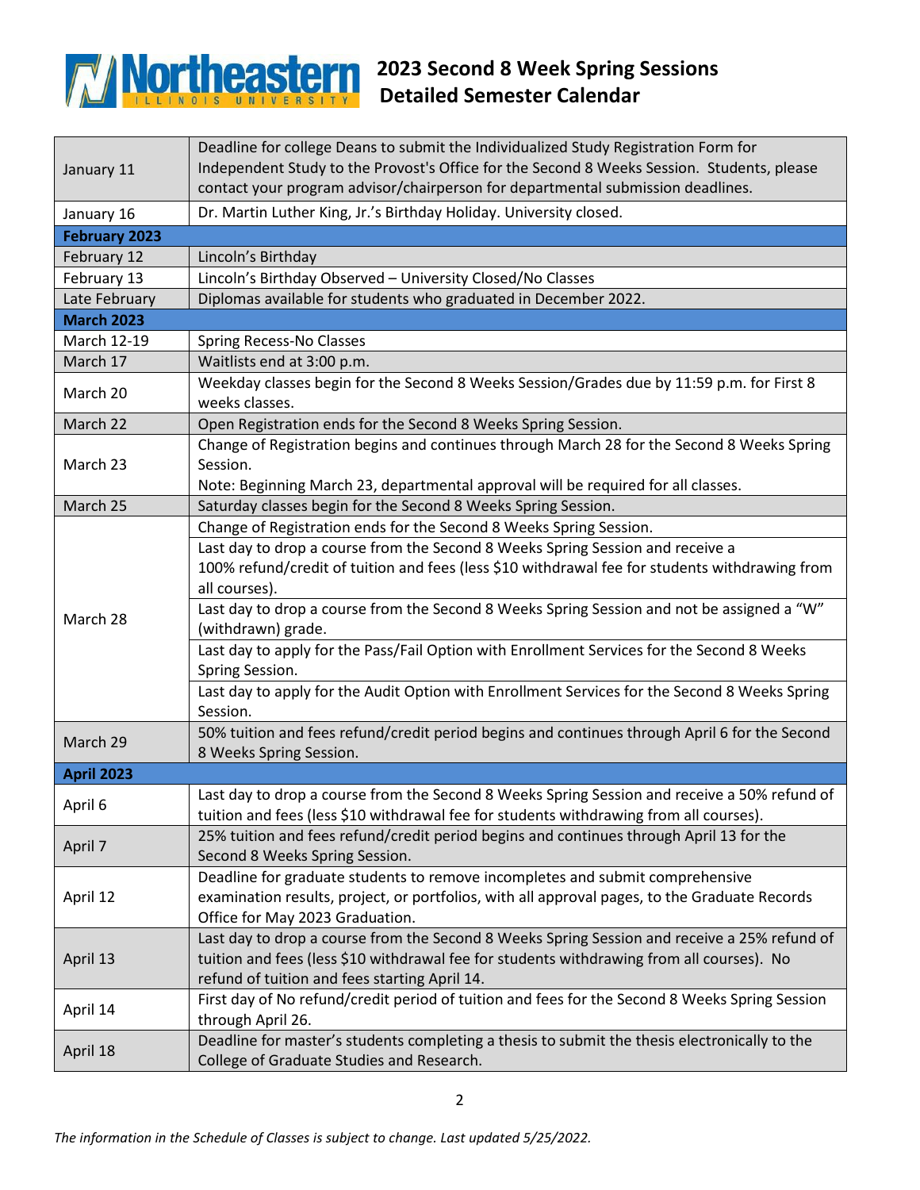# 2023 Second 8 Week Spring Sessions Detailed Semester Calendar

| Date | Event |
|---|---|
| January 11 | Deadline for college Deans to submit the Individualized Study Registration Form for Independent Study to the Provost's Office for the Second 8 Weeks Session. Students, please contact your program advisor/chairperson for departmental submission deadlines. |
| January 16 | Dr. Martin Luther King, Jr.'s Birthday Holiday. University closed. |
| **February 2023** | |
| February 12 | Lincoln's Birthday |
| February 13 | Lincoln's Birthday Observed – University Closed/No Classes |
| Late February | Diplomas available for students who graduated in December 2022. |
| **March 2023** | |
| March 12-19 | Spring Recess-No Classes |
| March 17 | Waitlists end at 3:00 p.m. |
| March 20 | Weekday classes begin for the Second 8 Weeks Session/Grades due by 11:59 p.m. for First 8 weeks classes. |
| March 22 | Open Registration ends for the Second 8 Weeks Spring Session. |
| March 23 | Change of Registration begins and continues through March 28 for the Second 8 Weeks Spring Session.<br>Note: Beginning March 23, departmental approval will be required for all classes. |
| March 25 | Saturday classes begin for the Second 8 Weeks Spring Session. |
| March 28 | Change of Registration ends for the Second 8 Weeks Spring Session. |
| | Last day to drop a course from the Second 8 Weeks Spring Session and receive a 100% refund/credit of tuition and fees (less $10 withdrawal fee for students withdrawing from all courses). |
| | Last day to drop a course from the Second 8 Weeks Spring Session and not be assigned a "W" (withdrawn) grade. |
| | Last day to apply for the Pass/Fail Option with Enrollment Services for the Second 8 Weeks Spring Session. |
| | Last day to apply for the Audit Option with Enrollment Services for the Second 8 Weeks Spring Session. |
| March 29 | 50% tuition and fees refund/credit period begins and continues through April 6 for the Second 8 Weeks Spring Session. |
| **April 2023** | |
| April 6 | Last day to drop a course from the Second 8 Weeks Spring Session and receive a 50% refund of tuition and fees (less $10 withdrawal fee for students withdrawing from all courses). |
| April 7 | 25% tuition and fees refund/credit period begins and continues through April 13 for the Second 8 Weeks Spring Session. |
| April 12 | Deadline for graduate students to remove incompletes and submit comprehensive examination results, project, or portfolios, with all approval pages, to the Graduate Records Office for May 2023 Graduation. |
| April 13 | Last day to drop a course from the Second 8 Weeks Spring Session and receive a 25% refund of tuition and fees (less $10 withdrawal fee for students withdrawing from all courses). No refund of tuition and fees starting April 14. |
| April 14 | First day of No refund/credit period of tuition and fees for the Second 8 Weeks Spring Session through April 26. |
| April 18 | Deadline for master's students completing a thesis to submit the thesis electronically to the College of Graduate Studies and Research. |

*The information in the Schedule of Classes is subject to change. Last updated 5/25/2022.*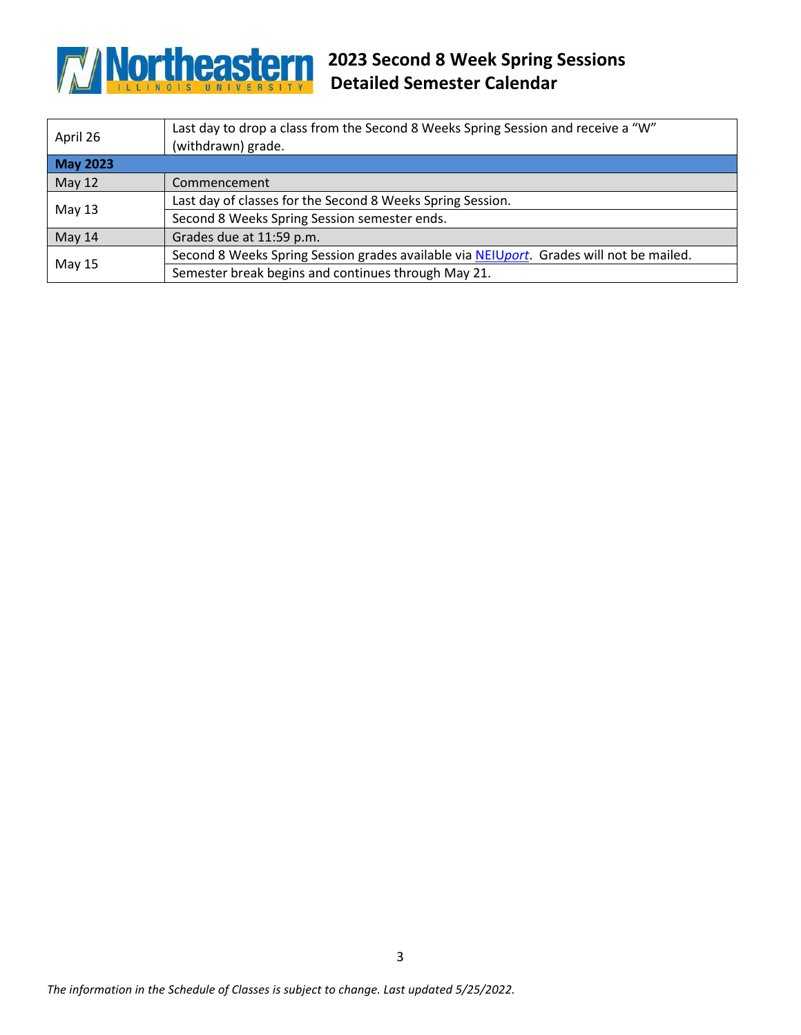# 2023 Second 8 Week Spring Sessions Detailed Semester Calendar

| | |
|---|---|
| April 26 | Last day to drop a class from the Second 8 Weeks Spring Session and receive a "W" (withdrawn) grade. |
| **May 2023** | |
| May 12 | Commencement |
| May 13 | Last day of classes for the Second 8 Weeks Spring Session. |
| | Second 8 Weeks Spring Session semester ends. |
| May 14 | Grades due at 11:59 p.m. |
| May 15 | Second 8 Weeks Spring Session grades available via NEIU*port*. Grades will not be mailed. |
| | Semester break begins and continues through May 21. |

*The information in the Schedule of Classes is subject to change. Last updated 5/25/2022.*